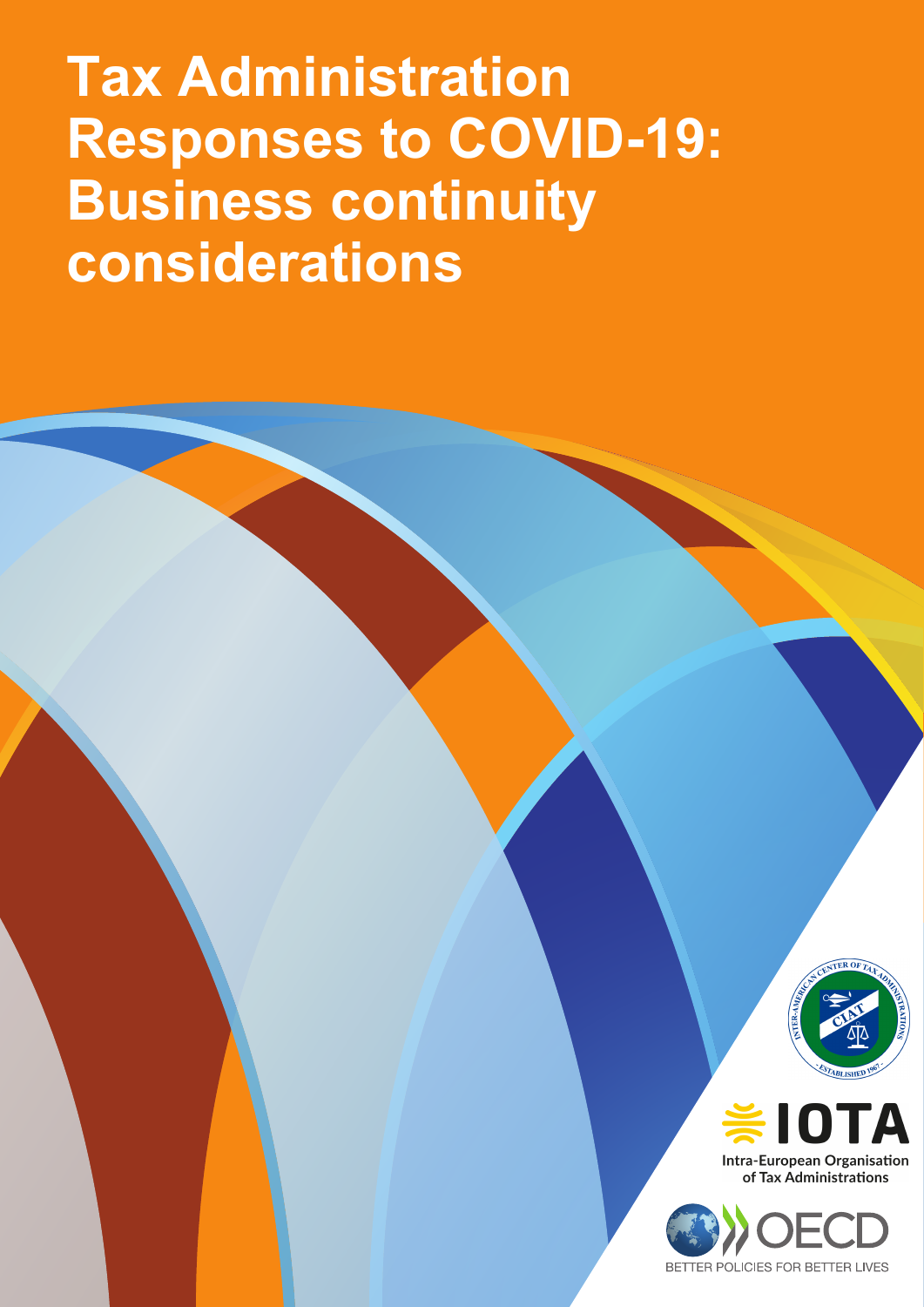# Tax Administration Responses to COVID-19: Business continuity considerations

INTER-AMERICAN CENTER OF TAX ADMINISTRATIONS

CIAT

ESTABLISHED 1967

IOTA

Intra-European Organisation of Tax Administrations

OECD

BETTER POLICIES FOR BETTER LIVES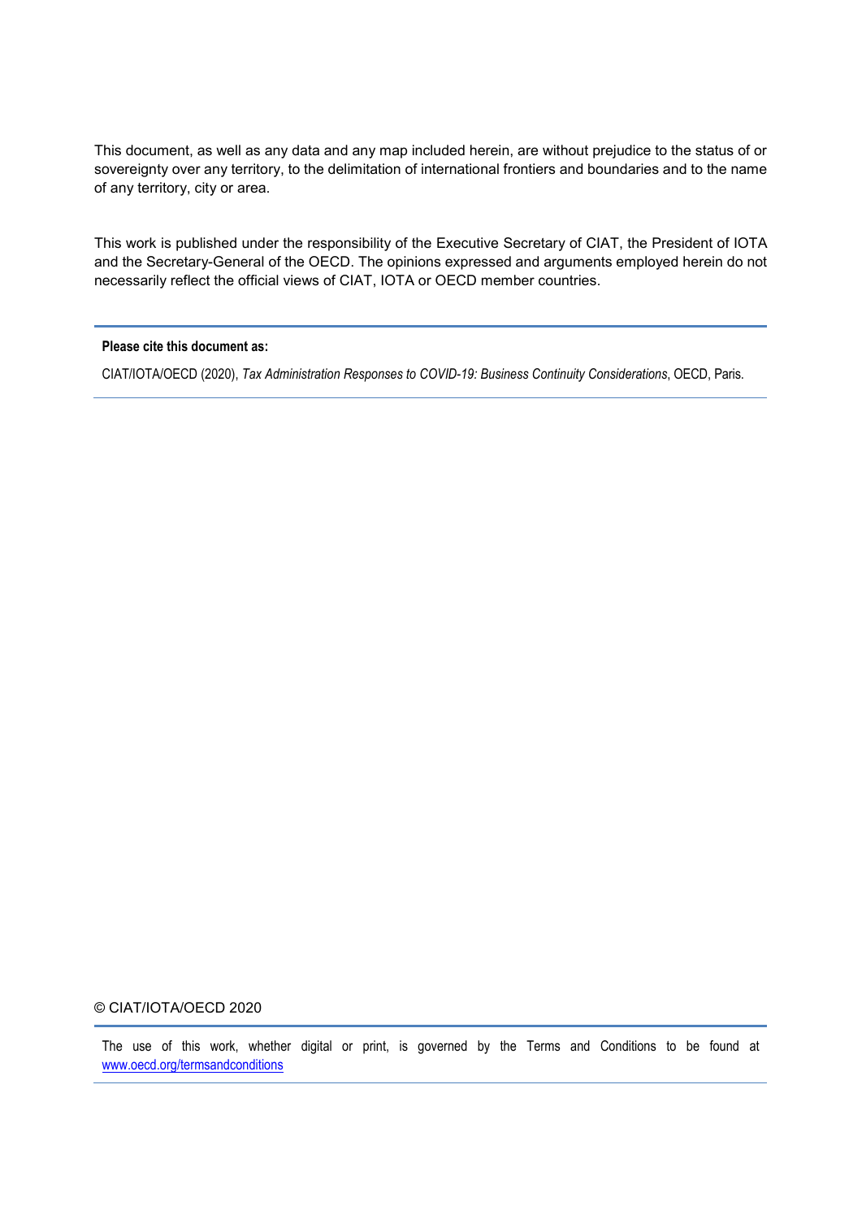This document, as well as any data and any map included herein, are without prejudice to the status of or sovereignty over any territory, to the delimitation of international frontiers and boundaries and to the name of any territory, city or area.

This work is published under the responsibility of the Executive Secretary of CIAT, the President of IOTA and the Secretary-General of the OECD. The opinions expressed and arguments employed herein do not necessarily reflect the official views of CIAT, IOTA or OECD member countries.

---

**Please cite this document as:**

CIAT/IOTA/OECD (2020), *Tax Administration Responses to COVID-19: Business Continuity Considerations*, OECD, Paris.

---

© CIAT/IOTA/OECD 2020

---

The use of this work, whether digital or print, is governed by the Terms and Conditions to be found at www.oecd.org/termsandconditions

---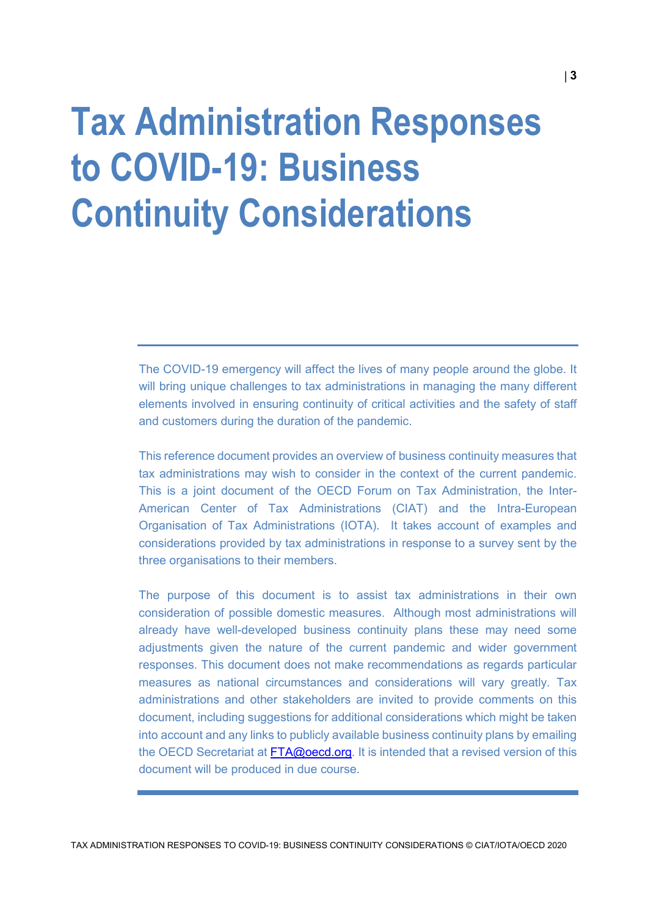# Tax Administration Responses to COVID-19: Business Continuity Considerations

The COVID-19 emergency will affect the lives of many people around the globe. It will bring unique challenges to tax administrations in managing the many different elements involved in ensuring continuity of critical activities and the safety of staff and customers during the duration of the pandemic.

This reference document provides an overview of business continuity measures that tax administrations may wish to consider in the context of the current pandemic. This is a joint document of the OECD Forum on Tax Administration, the Inter-American Center of Tax Administrations (CIAT) and the Intra-European Organisation of Tax Administrations (IOTA). It takes account of examples and considerations provided by tax administrations in response to a survey sent by the three organisations to their members.

The purpose of this document is to assist tax administrations in their own consideration of possible domestic measures. Although most administrations will already have well-developed business continuity plans these may need some adjustments given the nature of the current pandemic and wider government responses. This document does not make recommendations as regards particular measures as national circumstances and considerations will vary greatly. Tax administrations and other stakeholders are invited to provide comments on this document, including suggestions for additional considerations which might be taken into account and any links to publicly available business continuity plans by emailing the OECD Secretariat at FTA@oecd.org. It is intended that a revised version of this document will be produced in due course.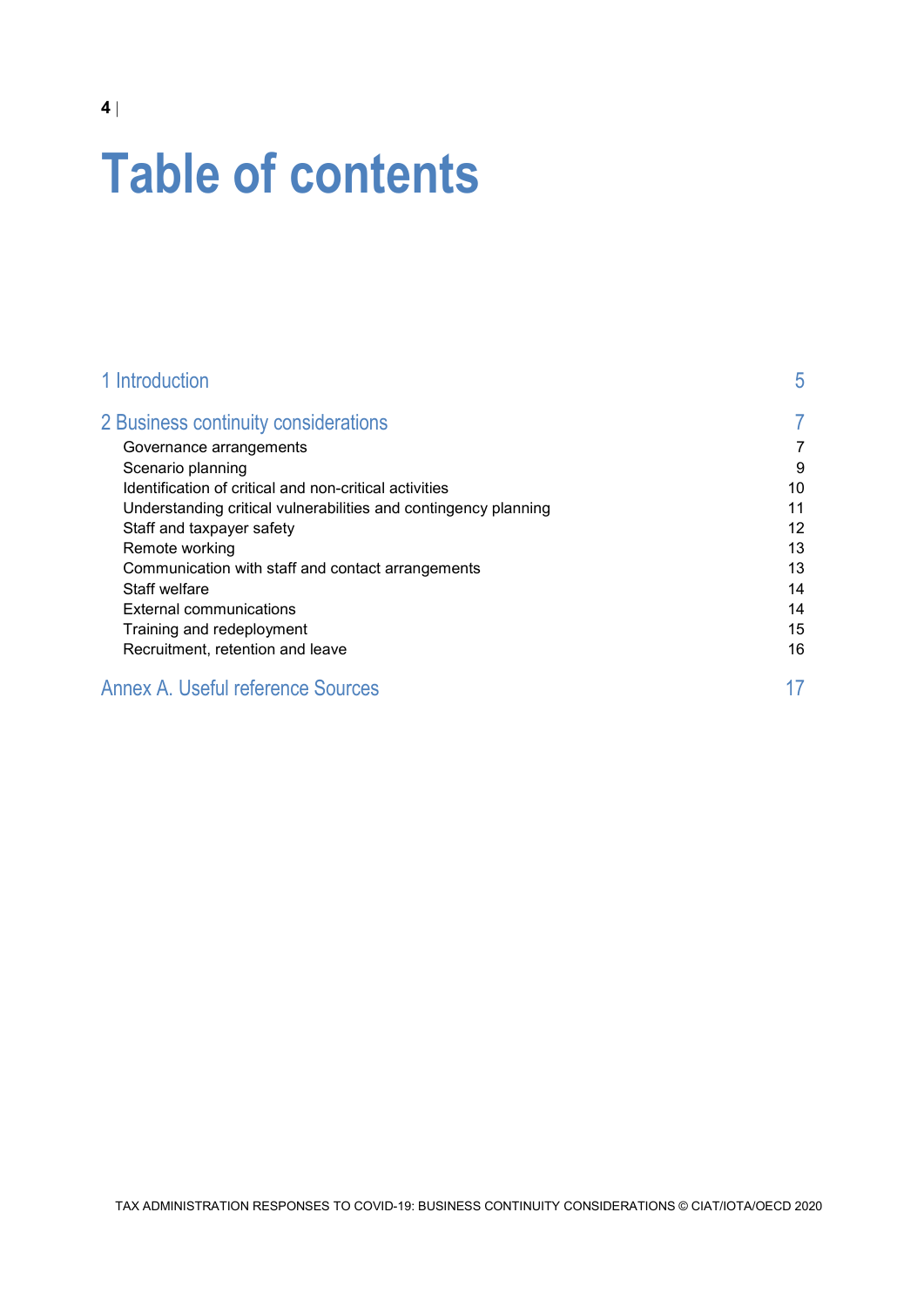# Table of contents

| | |
|---|---|
| 1 Introduction | 5 |
| 2 Business continuity considerations | 7 |
| Governance arrangements | 7 |
| Scenario planning | 9 |
| Identification of critical and non-critical activities | 10 |
| Understanding critical vulnerabilities and contingency planning | 11 |
| Staff and taxpayer safety | 12 |
| Remote working | 13 |
| Communication with staff and contact arrangements | 13 |
| Staff welfare | 14 |
| External communications | 14 |
| Training and redeployment | 15 |
| Recruitment, retention and leave | 16 |
| Annex A. Useful reference Sources | 17 |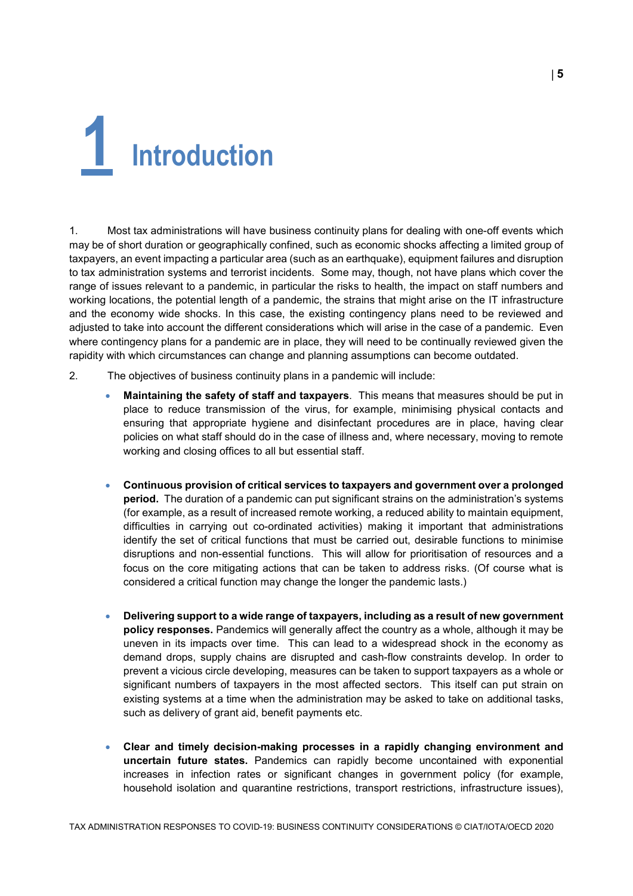# 1 Introduction

1. Most tax administrations will have business continuity plans for dealing with one-off events which may be of short duration or geographically confined, such as economic shocks affecting a limited group of taxpayers, an event impacting a particular area (such as an earthquake), equipment failures and disruption to tax administration systems and terrorist incidents. Some may, though, not have plans which cover the range of issues relevant to a pandemic, in particular the risks to health, the impact on staff numbers and working locations, the potential length of a pandemic, the strains that might arise on the IT infrastructure and the economy wide shocks. In this case, the existing contingency plans need to be reviewed and adjusted to take into account the different considerations which will arise in the case of a pandemic. Even where contingency plans for a pandemic are in place, they will need to be continually reviewed given the rapidity with which circumstances can change and planning assumptions can become outdated.

2. The objectives of business continuity plans in a pandemic will include:

- **Maintaining the safety of staff and taxpayers**. This means that measures should be put in place to reduce transmission of the virus, for example, minimising physical contacts and ensuring that appropriate hygiene and disinfectant procedures are in place, having clear policies on what staff should do in the case of illness and, where necessary, moving to remote working and closing offices to all but essential staff.

- **Continuous provision of critical services to taxpayers and government over a prolonged period.** The duration of a pandemic can put significant strains on the administration's systems (for example, as a result of increased remote working, a reduced ability to maintain equipment, difficulties in carrying out co-ordinated activities) making it important that administrations identify the set of critical functions that must be carried out, desirable functions to minimise disruptions and non-essential functions. This will allow for prioritisation of resources and a focus on the core mitigating actions that can be taken to address risks. (Of course what is considered a critical function may change the longer the pandemic lasts.)

- **Delivering support to a wide range of taxpayers, including as a result of new government policy responses.** Pandemics will generally affect the country as a whole, although it may be uneven in its impacts over time. This can lead to a widespread shock in the economy as demand drops, supply chains are disrupted and cash-flow constraints develop. In order to prevent a vicious circle developing, measures can be taken to support taxpayers as a whole or significant numbers of taxpayers in the most affected sectors. This itself can put strain on existing systems at a time when the administration may be asked to take on additional tasks, such as delivery of grant aid, benefit payments etc.

- **Clear and timely decision-making processes in a rapidly changing environment and uncertain future states.** Pandemics can rapidly become uncontained with exponential increases in infection rates or significant changes in government policy (for example, household isolation and quarantine restrictions, transport restrictions, infrastructure issues),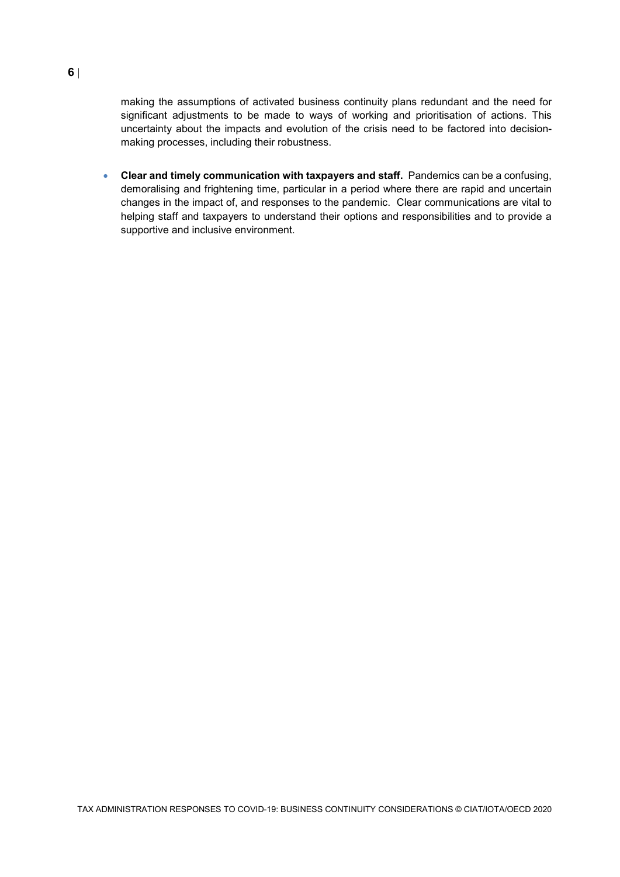making the assumptions of activated business continuity plans redundant and the need for significant adjustments to be made to ways of working and prioritisation of actions. This uncertainty about the impacts and evolution of the crisis need to be factored into decision-making processes, including their robustness.

- **Clear and timely communication with taxpayers and staff.** Pandemics can be a confusing, demoralising and frightening time, particular in a period where there are rapid and uncertain changes in the impact of, and responses to the pandemic. Clear communications are vital to helping staff and taxpayers to understand their options and responsibilities and to provide a supportive and inclusive environment.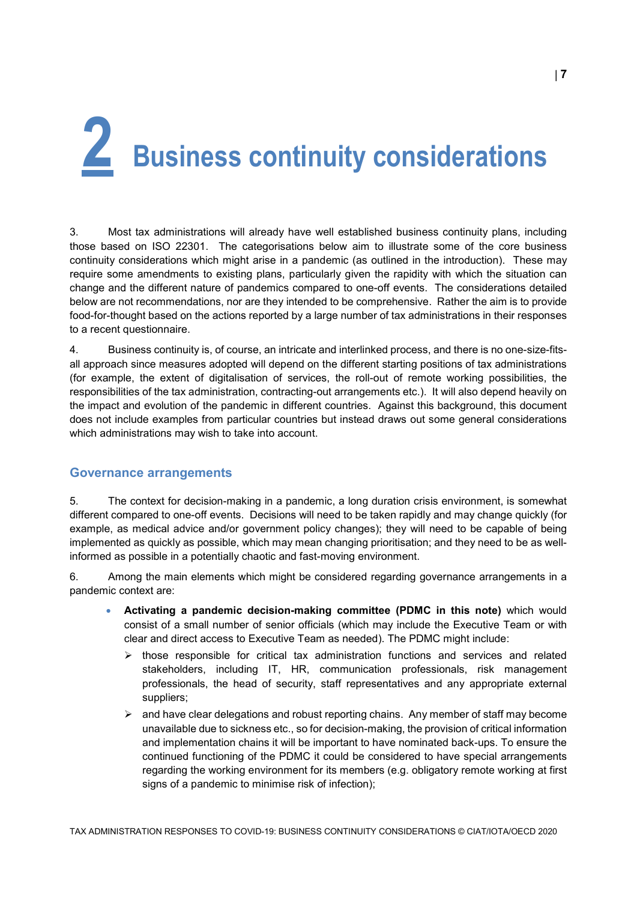# 2 Business continuity considerations

3. Most tax administrations will already have well established business continuity plans, including those based on ISO 22301. The categorisations below aim to illustrate some of the core business continuity considerations which might arise in a pandemic (as outlined in the introduction). These may require some amendments to existing plans, particularly given the rapidity with which the situation can change and the different nature of pandemics compared to one-off events. The considerations detailed below are not recommendations, nor are they intended to be comprehensive. Rather the aim is to provide food-for-thought based on the actions reported by a large number of tax administrations in their responses to a recent questionnaire.

4. Business continuity is, of course, an intricate and interlinked process, and there is no one-size-fits-all approach since measures adopted will depend on the different starting positions of tax administrations (for example, the extent of digitalisation of services, the roll-out of remote working possibilities, the responsibilities of the tax administration, contracting-out arrangements etc.). It will also depend heavily on the impact and evolution of the pandemic in different countries. Against this background, this document does not include examples from particular countries but instead draws out some general considerations which administrations may wish to take into account.

## Governance arrangements

5. The context for decision-making in a pandemic, a long duration crisis environment, is somewhat different compared to one-off events. Decisions will need to be taken rapidly and may change quickly (for example, as medical advice and/or government policy changes); they will need to be capable of being implemented as quickly as possible, which may mean changing prioritisation; and they need to be as well-informed as possible in a potentially chaotic and fast-moving environment.

6. Among the main elements which might be considered regarding governance arrangements in a pandemic context are:

- **Activating a pandemic decision-making committee (PDMC in this note)** which would consist of a small number of senior officials (which may include the Executive Team or with clear and direct access to Executive Team as needed). The PDMC might include:
  - those responsible for critical tax administration functions and services and related stakeholders, including IT, HR, communication professionals, risk management professionals, the head of security, staff representatives and any appropriate external suppliers;
  - and have clear delegations and robust reporting chains. Any member of staff may become unavailable due to sickness etc., so for decision-making, the provision of critical information and implementation chains it will be important to have nominated back-ups. To ensure the continued functioning of the PDMC it could be considered to have special arrangements regarding the working environment for its members (e.g. obligatory remote working at first signs of a pandemic to minimise risk of infection);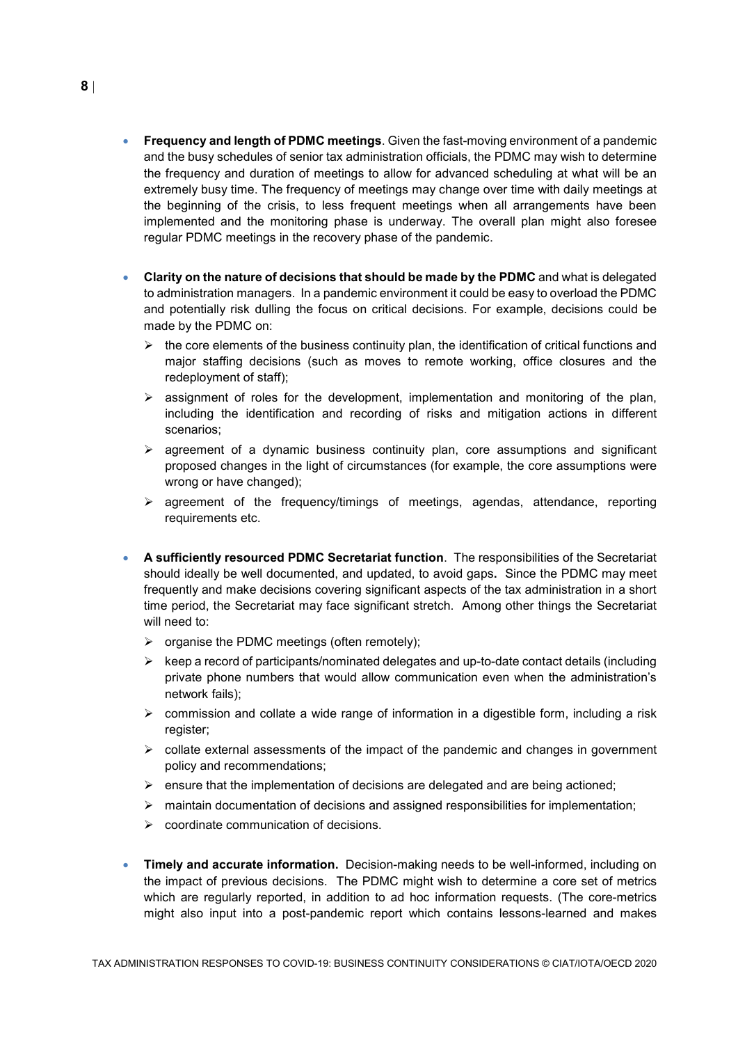- **Frequency and length of PDMC meetings**. Given the fast-moving environment of a pandemic and the busy schedules of senior tax administration officials, the PDMC may wish to determine the frequency and duration of meetings to allow for advanced scheduling at what will be an extremely busy time. The frequency of meetings may change over time with daily meetings at the beginning of the crisis, to less frequent meetings when all arrangements have been implemented and the monitoring phase is underway. The overall plan might also foresee regular PDMC meetings in the recovery phase of the pandemic.

- **Clarity on the nature of decisions that should be made by the PDMC** and what is delegated to administration managers. In a pandemic environment it could be easy to overload the PDMC and potentially risk dulling the focus on critical decisions. For example, decisions could be made by the PDMC on:
  - the core elements of the business continuity plan, the identification of critical functions and major staffing decisions (such as moves to remote working, office closures and the redeployment of staff);
  - assignment of roles for the development, implementation and monitoring of the plan, including the identification and recording of risks and mitigation actions in different scenarios;
  - agreement of a dynamic business continuity plan, core assumptions and significant proposed changes in the light of circumstances (for example, the core assumptions were wrong or have changed);
  - agreement of the frequency/timings of meetings, agendas, attendance, reporting requirements etc.

- **A sufficiently resourced PDMC Secretariat function**. The responsibilities of the Secretariat should ideally be well documented, and updated, to avoid gaps**.** Since the PDMC may meet frequently and make decisions covering significant aspects of the tax administration in a short time period, the Secretariat may face significant stretch. Among other things the Secretariat will need to:
  - organise the PDMC meetings (often remotely);
  - keep a record of participants/nominated delegates and up-to-date contact details (including private phone numbers that would allow communication even when the administration's network fails);
  - commission and collate a wide range of information in a digestible form, including a risk register;
  - collate external assessments of the impact of the pandemic and changes in government policy and recommendations;
  - ensure that the implementation of decisions are delegated and are being actioned;
  - maintain documentation of decisions and assigned responsibilities for implementation;
  - coordinate communication of decisions.

- **Timely and accurate information.** Decision-making needs to be well-informed, including on the impact of previous decisions. The PDMC might wish to determine a core set of metrics which are regularly reported, in addition to ad hoc information requests. (The core-metrics might also input into a post-pandemic report which contains lessons-learned and makes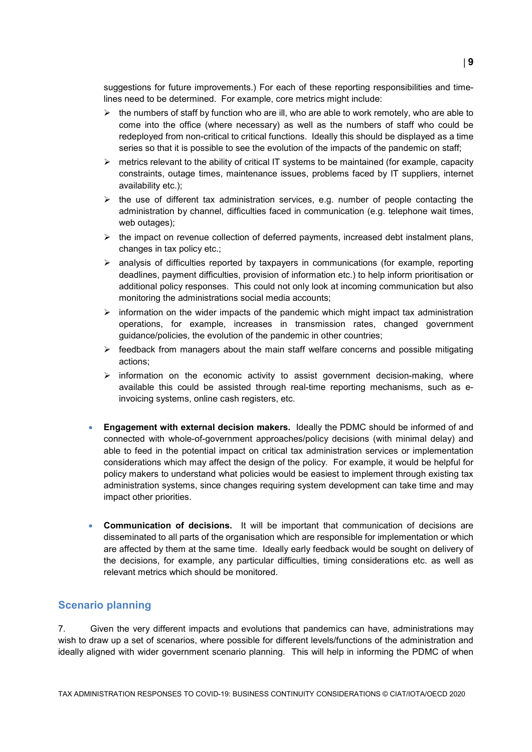suggestions for future improvements.) For each of these reporting responsibilities and time-lines need to be determined. For example, core metrics might include:

- the numbers of staff by function who are ill, who are able to work remotely, who are able to come into the office (where necessary) as well as the numbers of staff who could be redeployed from non-critical to critical functions. Ideally this should be displayed as a time series so that it is possible to see the evolution of the impacts of the pandemic on staff;
- metrics relevant to the ability of critical IT systems to be maintained (for example, capacity constraints, outage times, maintenance issues, problems faced by IT suppliers, internet availability etc.);
- the use of different tax administration services, e.g. number of people contacting the administration by channel, difficulties faced in communication (e.g. telephone wait times, web outages);
- the impact on revenue collection of deferred payments, increased debt instalment plans, changes in tax policy etc.;
- analysis of difficulties reported by taxpayers in communications (for example, reporting deadlines, payment difficulties, provision of information etc.) to help inform prioritisation or additional policy responses. This could not only look at incoming communication but also monitoring the administrations social media accounts;
- information on the wider impacts of the pandemic which might impact tax administration operations, for example, increases in transmission rates, changed government guidance/policies, the evolution of the pandemic in other countries;
- feedback from managers about the main staff welfare concerns and possible mitigating actions;
- information on the economic activity to assist government decision-making, where available this could be assisted through real-time reporting mechanisms, such as e-invoicing systems, online cash registers, etc.

- **Engagement with external decision makers.** Ideally the PDMC should be informed of and connected with whole-of-government approaches/policy decisions (with minimal delay) and able to feed in the potential impact on critical tax administration services or implementation considerations which may affect the design of the policy. For example, it would be helpful for policy makers to understand what policies would be easiest to implement through existing tax administration systems, since changes requiring system development can take time and may impact other priorities.

- **Communication of decisions.** It will be important that communication of decisions are disseminated to all parts of the organisation which are responsible for implementation or which are affected by them at the same time. Ideally early feedback would be sought on delivery of the decisions, for example, any particular difficulties, timing considerations etc. as well as relevant metrics which should be monitored.

## Scenario planning

7. Given the very different impacts and evolutions that pandemics can have, administrations may wish to draw up a set of scenarios, where possible for different levels/functions of the administration and ideally aligned with wider government scenario planning. This will help in informing the PDMC of when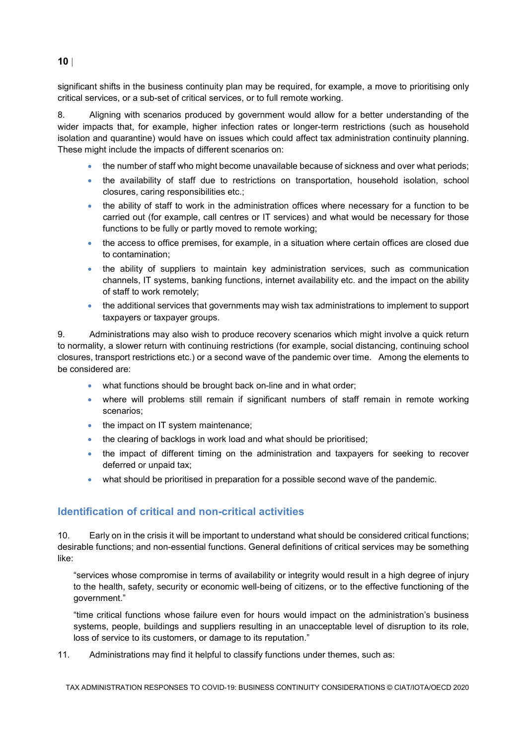significant shifts in the business continuity plan may be required, for example, a move to prioritising only critical services, or a sub-set of critical services, or to full remote working.

8. Aligning with scenarios produced by government would allow for a better understanding of the wider impacts that, for example, higher infection rates or longer-term restrictions (such as household isolation and quarantine) would have on issues which could affect tax administration continuity planning. These might include the impacts of different scenarios on:

- the number of staff who might become unavailable because of sickness and over what periods;
- the availability of staff due to restrictions on transportation, household isolation, school closures, caring responsibilities etc.;
- the ability of staff to work in the administration offices where necessary for a function to be carried out (for example, call centres or IT services) and what would be necessary for those functions to be fully or partly moved to remote working;
- the access to office premises, for example, in a situation where certain offices are closed due to contamination;
- the ability of suppliers to maintain key administration services, such as communication channels, IT systems, banking functions, internet availability etc. and the impact on the ability of staff to work remotely;
- the additional services that governments may wish tax administrations to implement to support taxpayers or taxpayer groups.

9. Administrations may also wish to produce recovery scenarios which might involve a quick return to normality, a slower return with continuing restrictions (for example, social distancing, continuing school closures, transport restrictions etc.) or a second wave of the pandemic over time. Among the elements to be considered are:

- what functions should be brought back on-line and in what order;
- where will problems still remain if significant numbers of staff remain in remote working scenarios;
- the impact on IT system maintenance;
- the clearing of backlogs in work load and what should be prioritised;
- the impact of different timing on the administration and taxpayers for seeking to recover deferred or unpaid tax;
- what should be prioritised in preparation for a possible second wave of the pandemic.

## Identification of critical and non-critical activities

10. Early on in the crisis it will be important to understand what should be considered critical functions; desirable functions; and non-essential functions. General definitions of critical services may be something like:

> "services whose compromise in terms of availability or integrity would result in a high degree of injury to the health, safety, security or economic well-being of citizens, or to the effective functioning of the government."
>
> "time critical functions whose failure even for hours would impact on the administration's business systems, people, buildings and suppliers resulting in an unacceptable level of disruption to its role, loss of service to its customers, or damage to its reputation."

11. Administrations may find it helpful to classify functions under themes, such as: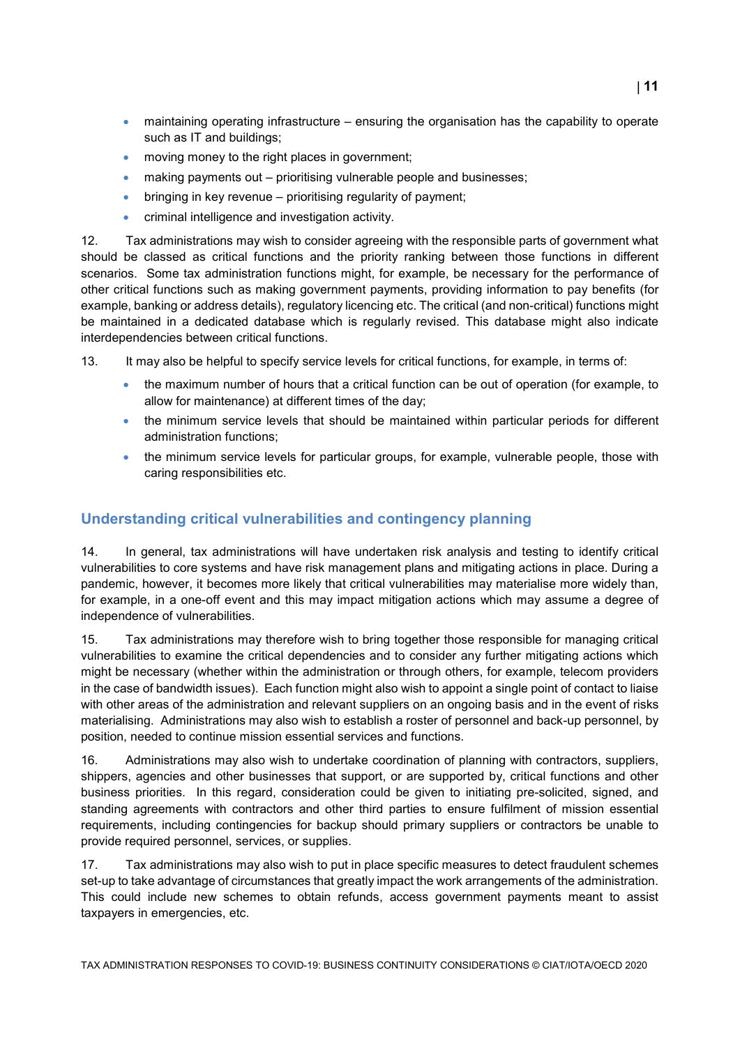- maintaining operating infrastructure – ensuring the organisation has the capability to operate such as IT and buildings;
- moving money to the right places in government;
- making payments out – prioritising vulnerable people and businesses;
- bringing in key revenue – prioritising regularity of payment;
- criminal intelligence and investigation activity.

12. Tax administrations may wish to consider agreeing with the responsible parts of government what should be classed as critical functions and the priority ranking between those functions in different scenarios. Some tax administration functions might, for example, be necessary for the performance of other critical functions such as making government payments, providing information to pay benefits (for example, banking or address details), regulatory licencing etc. The critical (and non-critical) functions might be maintained in a dedicated database which is regularly revised. This database might also indicate interdependencies between critical functions.

13. It may also be helpful to specify service levels for critical functions, for example, in terms of:

- the maximum number of hours that a critical function can be out of operation (for example, to allow for maintenance) at different times of the day;
- the minimum service levels that should be maintained within particular periods for different administration functions;
- the minimum service levels for particular groups, for example, vulnerable people, those with caring responsibilities etc.

## Understanding critical vulnerabilities and contingency planning

14. In general, tax administrations will have undertaken risk analysis and testing to identify critical vulnerabilities to core systems and have risk management plans and mitigating actions in place. During a pandemic, however, it becomes more likely that critical vulnerabilities may materialise more widely than, for example, in a one-off event and this may impact mitigation actions which may assume a degree of independence of vulnerabilities.

15. Tax administrations may therefore wish to bring together those responsible for managing critical vulnerabilities to examine the critical dependencies and to consider any further mitigating actions which might be necessary (whether within the administration or through others, for example, telecom providers in the case of bandwidth issues). Each function might also wish to appoint a single point of contact to liaise with other areas of the administration and relevant suppliers on an ongoing basis and in the event of risks materialising. Administrations may also wish to establish a roster of personnel and back-up personnel, by position, needed to continue mission essential services and functions.

16. Administrations may also wish to undertake coordination of planning with contractors, suppliers, shippers, agencies and other businesses that support, or are supported by, critical functions and other business priorities. In this regard, consideration could be given to initiating pre-solicited, signed, and standing agreements with contractors and other third parties to ensure fulfilment of mission essential requirements, including contingencies for backup should primary suppliers or contractors be unable to provide required personnel, services, or supplies.

17. Tax administrations may also wish to put in place specific measures to detect fraudulent schemes set-up to take advantage of circumstances that greatly impact the work arrangements of the administration. This could include new schemes to obtain refunds, access government payments meant to assist taxpayers in emergencies, etc.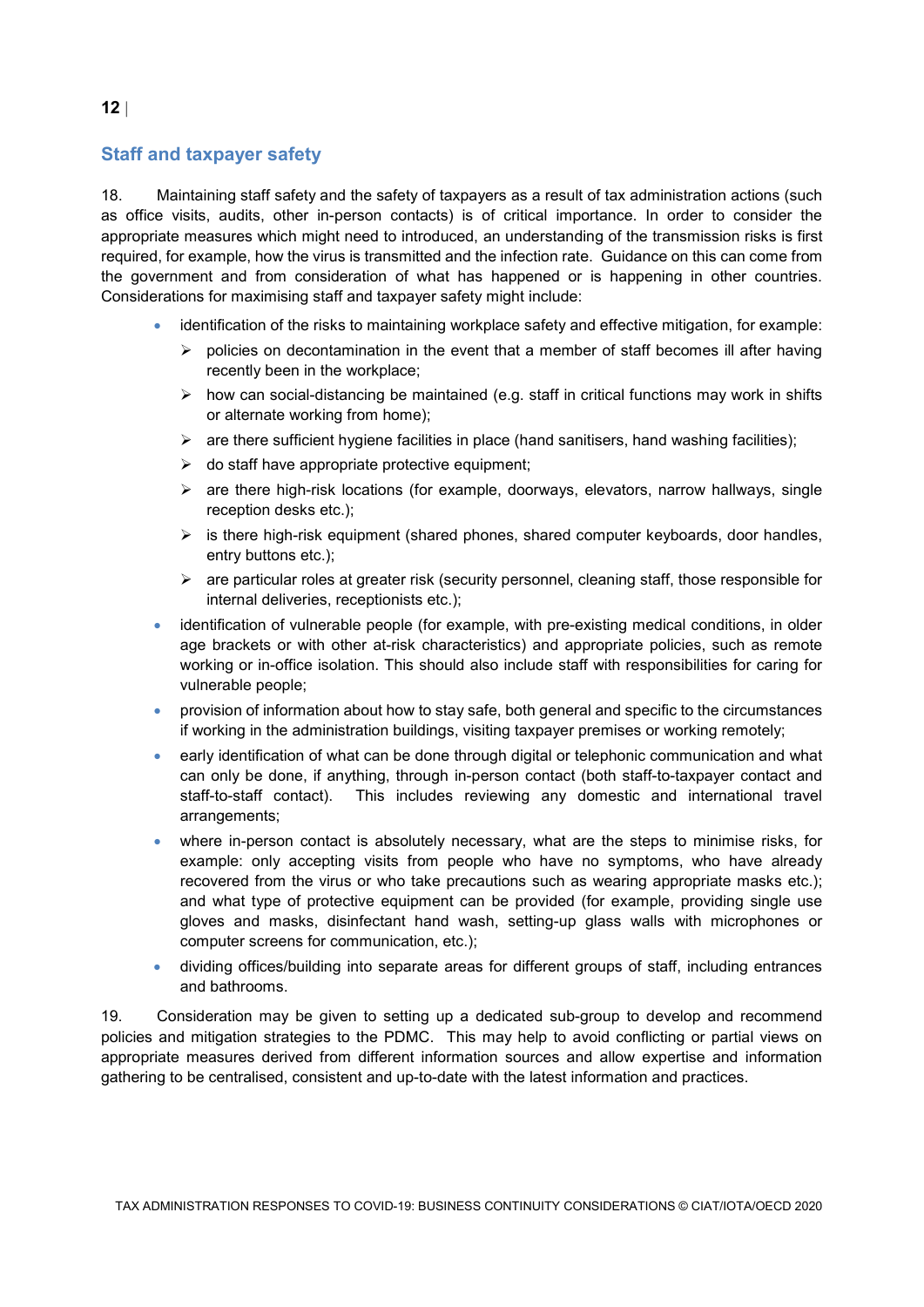## Staff and taxpayer safety

18. Maintaining staff safety and the safety of taxpayers as a result of tax administration actions (such as office visits, audits, other in-person contacts) is of critical importance. In order to consider the appropriate measures which might need to introduced, an understanding of the transmission risks is first required, for example, how the virus is transmitted and the infection rate. Guidance on this can come from the government and from consideration of what has happened or is happening in other countries. Considerations for maximising staff and taxpayer safety might include:

- identification of the risks to maintaining workplace safety and effective mitigation, for example:
  - policies on decontamination in the event that a member of staff becomes ill after having recently been in the workplace;
  - how can social-distancing be maintained (e.g. staff in critical functions may work in shifts or alternate working from home);
  - are there sufficient hygiene facilities in place (hand sanitisers, hand washing facilities);
  - do staff have appropriate protective equipment;
  - are there high-risk locations (for example, doorways, elevators, narrow hallways, single reception desks etc.);
  - is there high-risk equipment (shared phones, shared computer keyboards, door handles, entry buttons etc.);
  - are particular roles at greater risk (security personnel, cleaning staff, those responsible for internal deliveries, receptionists etc.);
- identification of vulnerable people (for example, with pre-existing medical conditions, in older age brackets or with other at-risk characteristics) and appropriate policies, such as remote working or in-office isolation. This should also include staff with responsibilities for caring for vulnerable people;
- provision of information about how to stay safe, both general and specific to the circumstances if working in the administration buildings, visiting taxpayer premises or working remotely;
- early identification of what can be done through digital or telephonic communication and what can only be done, if anything, through in-person contact (both staff-to-taxpayer contact and staff-to-staff contact). This includes reviewing any domestic and international travel arrangements;
- where in-person contact is absolutely necessary, what are the steps to minimise risks, for example: only accepting visits from people who have no symptoms, who have already recovered from the virus or who take precautions such as wearing appropriate masks etc.); and what type of protective equipment can be provided (for example, providing single use gloves and masks, disinfectant hand wash, setting-up glass walls with microphones or computer screens for communication, etc.);
- dividing offices/building into separate areas for different groups of staff, including entrances and bathrooms.

19. Consideration may be given to setting up a dedicated sub-group to develop and recommend policies and mitigation strategies to the PDMC. This may help to avoid conflicting or partial views on appropriate measures derived from different information sources and allow expertise and information gathering to be centralised, consistent and up-to-date with the latest information and practices.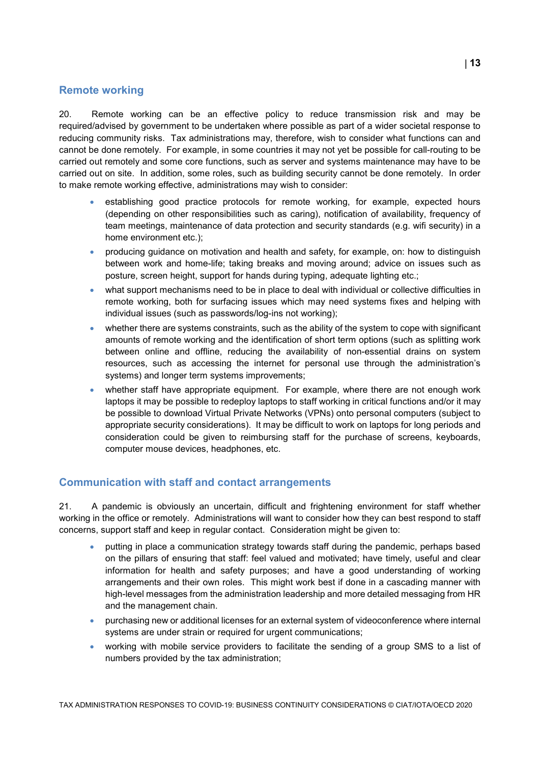## Remote working

20. Remote working can be an effective policy to reduce transmission risk and may be required/advised by government to be undertaken where possible as part of a wider societal response to reducing community risks. Tax administrations may, therefore, wish to consider what functions can and cannot be done remotely. For example, in some countries it may not yet be possible for call-routing to be carried out remotely and some core functions, such as server and systems maintenance may have to be carried out on site. In addition, some roles, such as building security cannot be done remotely. In order to make remote working effective, administrations may wish to consider:

- establishing good practice protocols for remote working, for example, expected hours (depending on other responsibilities such as caring), notification of availability, frequency of team meetings, maintenance of data protection and security standards (e.g. wifi security) in a home environment etc.);
- producing guidance on motivation and health and safety, for example, on: how to distinguish between work and home-life; taking breaks and moving around; advice on issues such as posture, screen height, support for hands during typing, adequate lighting etc.;
- what support mechanisms need to be in place to deal with individual or collective difficulties in remote working, both for surfacing issues which may need systems fixes and helping with individual issues (such as passwords/log-ins not working);
- whether there are systems constraints, such as the ability of the system to cope with significant amounts of remote working and the identification of short term options (such as splitting work between online and offline, reducing the availability of non-essential drains on system resources, such as accessing the internet for personal use through the administration's systems) and longer term systems improvements;
- whether staff have appropriate equipment. For example, where there are not enough work laptops it may be possible to redeploy laptops to staff working in critical functions and/or it may be possible to download Virtual Private Networks (VPNs) onto personal computers (subject to appropriate security considerations). It may be difficult to work on laptops for long periods and consideration could be given to reimbursing staff for the purchase of screens, keyboards, computer mouse devices, headphones, etc.

## Communication with staff and contact arrangements

21. A pandemic is obviously an uncertain, difficult and frightening environment for staff whether working in the office or remotely. Administrations will want to consider how they can best respond to staff concerns, support staff and keep in regular contact. Consideration might be given to:

- putting in place a communication strategy towards staff during the pandemic, perhaps based on the pillars of ensuring that staff: feel valued and motivated; have timely, useful and clear information for health and safety purposes; and have a good understanding of working arrangements and their own roles. This might work best if done in a cascading manner with high-level messages from the administration leadership and more detailed messaging from HR and the management chain.
- purchasing new or additional licenses for an external system of videoconference where internal systems are under strain or required for urgent communications;
- working with mobile service providers to facilitate the sending of a group SMS to a list of numbers provided by the tax administration;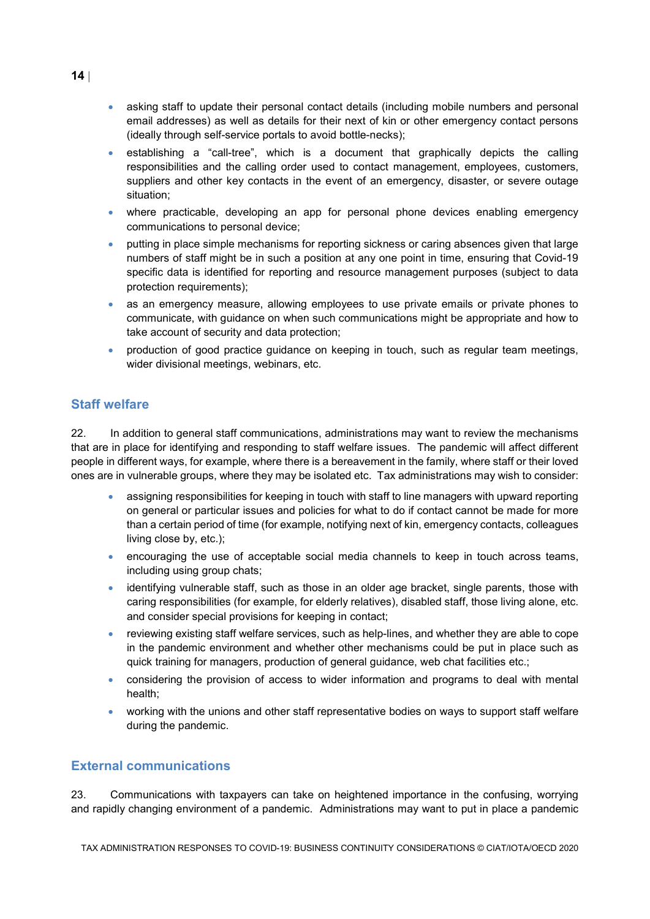- asking staff to update their personal contact details (including mobile numbers and personal email addresses) as well as details for their next of kin or other emergency contact persons (ideally through self-service portals to avoid bottle-necks);
- establishing a "call-tree", which is a document that graphically depicts the calling responsibilities and the calling order used to contact management, employees, customers, suppliers and other key contacts in the event of an emergency, disaster, or severe outage situation;
- where practicable, developing an app for personal phone devices enabling emergency communications to personal device;
- putting in place simple mechanisms for reporting sickness or caring absences given that large numbers of staff might be in such a position at any one point in time, ensuring that Covid-19 specific data is identified for reporting and resource management purposes (subject to data protection requirements);
- as an emergency measure, allowing employees to use private emails or private phones to communicate, with guidance on when such communications might be appropriate and how to take account of security and data protection;
- production of good practice guidance on keeping in touch, such as regular team meetings, wider divisional meetings, webinars, etc.

## Staff welfare

22. In addition to general staff communications, administrations may want to review the mechanisms that are in place for identifying and responding to staff welfare issues. The pandemic will affect different people in different ways, for example, where there is a bereavement in the family, where staff or their loved ones are in vulnerable groups, where they may be isolated etc. Tax administrations may wish to consider:

- assigning responsibilities for keeping in touch with staff to line managers with upward reporting on general or particular issues and policies for what to do if contact cannot be made for more than a certain period of time (for example, notifying next of kin, emergency contacts, colleagues living close by, etc.);
- encouraging the use of acceptable social media channels to keep in touch across teams, including using group chats;
- identifying vulnerable staff, such as those in an older age bracket, single parents, those with caring responsibilities (for example, for elderly relatives), disabled staff, those living alone, etc. and consider special provisions for keeping in contact;
- reviewing existing staff welfare services, such as help-lines, and whether they are able to cope in the pandemic environment and whether other mechanisms could be put in place such as quick training for managers, production of general guidance, web chat facilities etc.;
- considering the provision of access to wider information and programs to deal with mental health;
- working with the unions and other staff representative bodies on ways to support staff welfare during the pandemic.

## External communications

23. Communications with taxpayers can take on heightened importance in the confusing, worrying and rapidly changing environment of a pandemic. Administrations may want to put in place a pandemic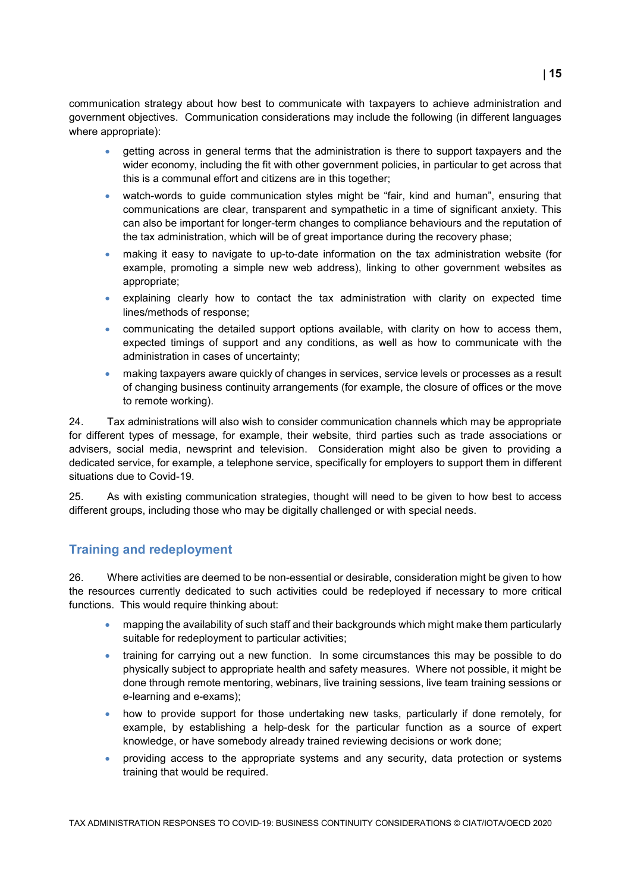communication strategy about how best to communicate with taxpayers to achieve administration and government objectives.  Communication considerations may include the following (in different languages where appropriate):

- getting across in general terms that the administration is there to support taxpayers and the wider economy, including the fit with other government policies, in particular to get across that this is a communal effort and citizens are in this together;
- watch-words to guide communication styles might be "fair, kind and human", ensuring that communications are clear, transparent and sympathetic in a time of significant anxiety. This can also be important for longer-term changes to compliance behaviours and the reputation of the tax administration, which will be of great importance during the recovery phase;
- making it easy to navigate to up-to-date information on the tax administration website (for example, promoting a simple new web address), linking to other government websites as appropriate;
- explaining clearly how to contact the tax administration with clarity on expected time lines/methods of response;
- communicating the detailed support options available, with clarity on how to access them, expected timings of support and any conditions, as well as how to communicate with the administration in cases of uncertainty;
- making taxpayers aware quickly of changes in services, service levels or processes as a result of changing business continuity arrangements (for example, the closure of offices or the move to remote working).

24. Tax administrations will also wish to consider communication channels which may be appropriate for different types of message, for example, their website, third parties such as trade associations or advisers, social media, newsprint and television.  Consideration might also be given to providing a dedicated service, for example, a telephone service, specifically for employers to support them in different situations due to Covid-19.

25. As with existing communication strategies, thought will need to be given to how best to access different groups, including those who may be digitally challenged or with special needs.

## Training and redeployment

26. Where activities are deemed to be non-essential or desirable, consideration might be given to how the resources currently dedicated to such activities could be redeployed if necessary to more critical functions.  This would require thinking about:

- mapping the availability of such staff and their backgrounds which might make them particularly suitable for redeployment to particular activities;
- training for carrying out a new function.  In some circumstances this may be possible to do physically subject to appropriate health and safety measures.  Where not possible, it might be done through remote mentoring, webinars, live training sessions, live team training sessions or e-learning and e-exams);
- how to provide support for those undertaking new tasks, particularly if done remotely, for example, by establishing a help-desk for the particular function as a source of expert knowledge, or have somebody already trained reviewing decisions or work done;
- providing access to the appropriate systems and any security, data protection or systems training that would be required.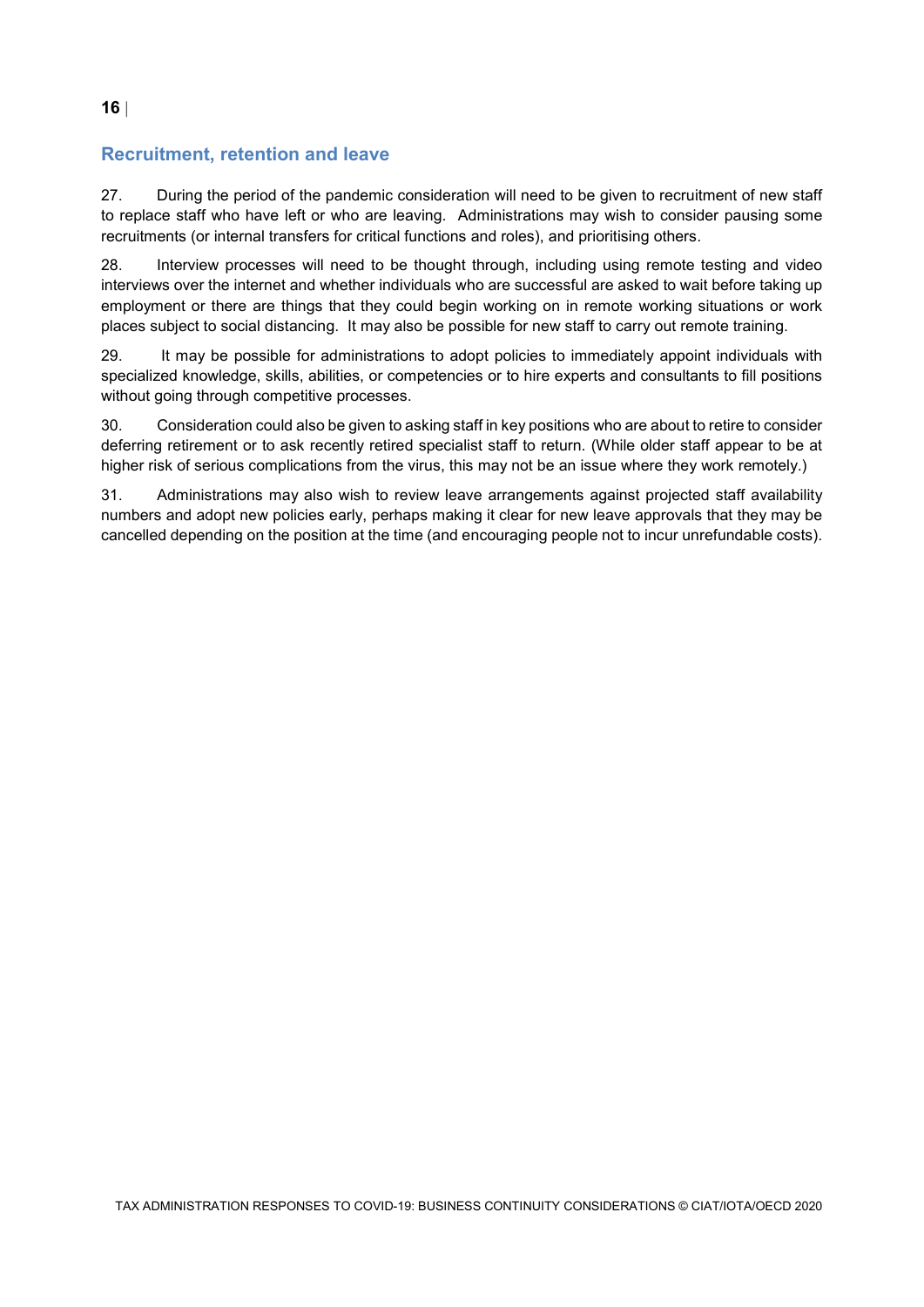## Recruitment, retention and leave

27. During the period of the pandemic consideration will need to be given to recruitment of new staff to replace staff who have left or who are leaving. Administrations may wish to consider pausing some recruitments (or internal transfers for critical functions and roles), and prioritising others.

28. Interview processes will need to be thought through, including using remote testing and video interviews over the internet and whether individuals who are successful are asked to wait before taking up employment or there are things that they could begin working on in remote working situations or work places subject to social distancing. It may also be possible for new staff to carry out remote training.

29. It may be possible for administrations to adopt policies to immediately appoint individuals with specialized knowledge, skills, abilities, or competencies or to hire experts and consultants to fill positions without going through competitive processes.

30. Consideration could also be given to asking staff in key positions who are about to retire to consider deferring retirement or to ask recently retired specialist staff to return. (While older staff appear to be at higher risk of serious complications from the virus, this may not be an issue where they work remotely.)

31. Administrations may also wish to review leave arrangements against projected staff availability numbers and adopt new policies early, perhaps making it clear for new leave approvals that they may be cancelled depending on the position at the time (and encouraging people not to incur unrefundable costs).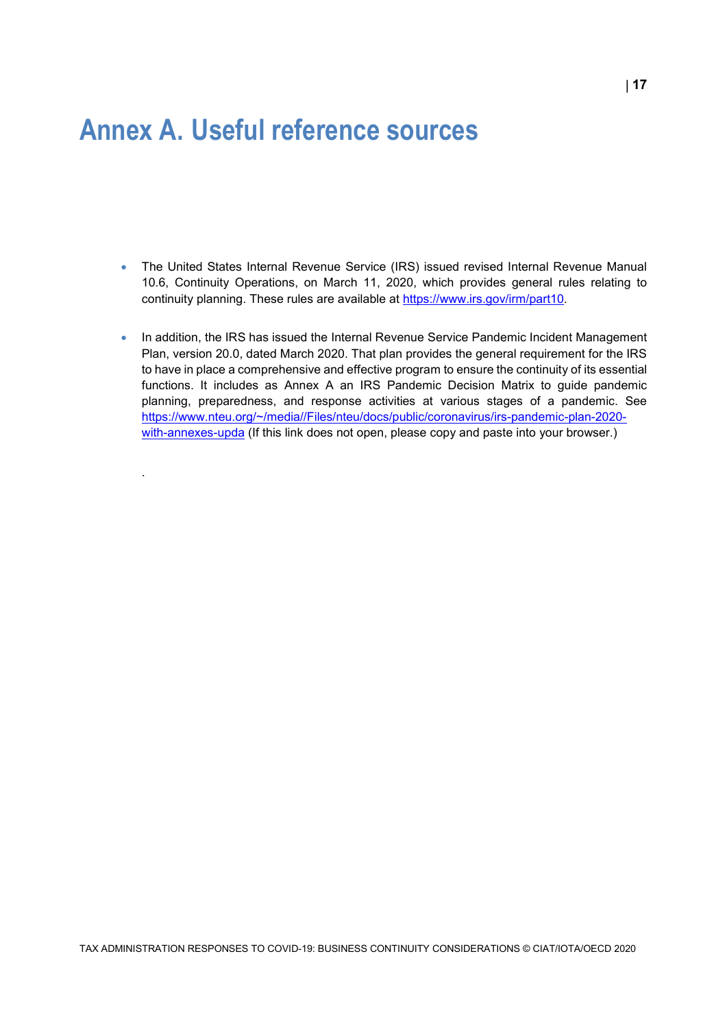# Annex A. Useful reference sources

- The United States Internal Revenue Service (IRS) issued revised Internal Revenue Manual 10.6, Continuity Operations, on March 11, 2020, which provides general rules relating to continuity planning. These rules are available at [https://www.irs.gov/irm/part10](https://www.irs.gov/irm/part10).

- In addition, the IRS has issued the Internal Revenue Service Pandemic Incident Management Plan, version 20.0, dated March 2020. That plan provides the general requirement for the IRS to have in place a comprehensive and effective program to ensure the continuity of its essential functions. It includes as Annex A an IRS Pandemic Decision Matrix to guide pandemic planning, preparedness, and response activities at various stages of a pandemic. See [https://www.nteu.org/~/media//Files/nteu/docs/public/coronavirus/irs-pandemic-plan-2020-with-annexes-upda](https://www.nteu.org/~/media//Files/nteu/docs/public/coronavirus/irs-pandemic-plan-2020-with-annexes-upda) (If this link does not open, please copy and paste into your browser.)

.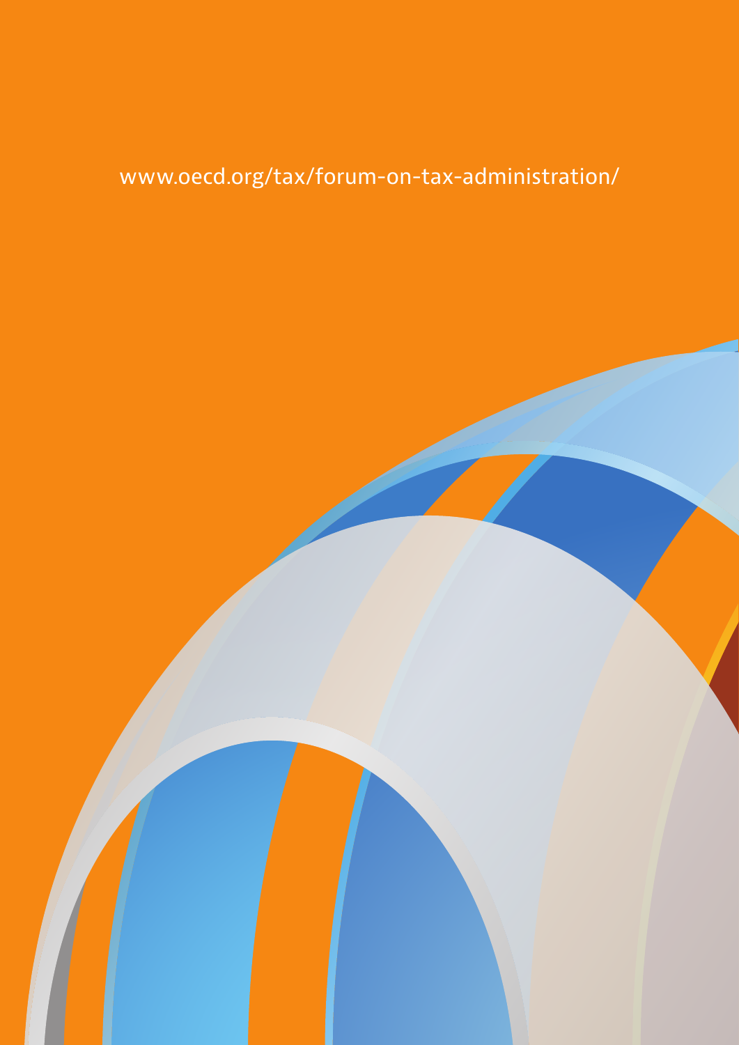www.oecd.org/tax/forum-on-tax-administration/